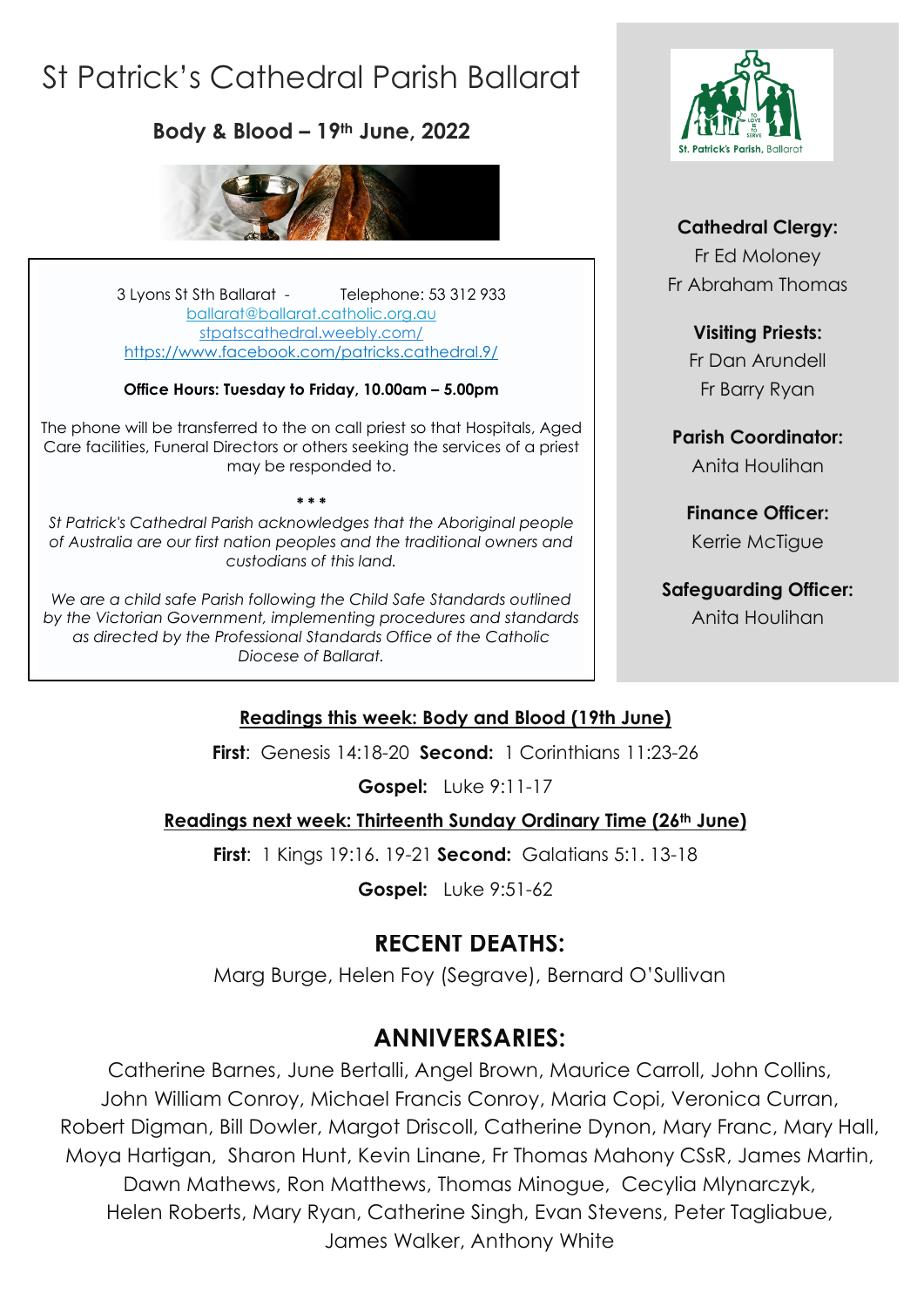# St Patrick's Cathedral Parish Ballarat

**Body & Blood – 19th June, 2022**

3 Lyons St Sth Ballarat - Telephone: 53 312 933
ballarat@ballarat.catholic.org.au
stpatscathedral.weebly.com/
https://www.facebook.com/patricks.cathedral.9/

**Office Hours: Tuesday to Friday, 10.00am – 5.00pm**

The phone will be transferred to the on call priest so that Hospitals, Aged Care facilities, Funeral Directors or others seeking the services of a priest may be responded to.

\* \* \*

*St Patrick's Cathedral Parish acknowledges that the Aboriginal people of Australia are our first nation peoples and the traditional owners and custodians of this land.*

*We are a child safe Parish following the Child Safe Standards outlined by the Victorian Government, implementing procedures and standards as directed by the Professional Standards Office of the Catholic Diocese of Ballarat.*

St. Patrick's Parish, Ballarat

**Cathedral Clergy:**
Fr Ed Moloney
Fr Abraham Thomas

**Visiting Priests:**
Fr Dan Arundell
Fr Barry Ryan

**Parish Coordinator:**
Anita Houlihan

**Finance Officer:**
Kerrie McTigue

**Safeguarding Officer:**
Anita Houlihan

**Readings this week: Body and Blood (19th June)**

**First**: Genesis 14:18-20 **Second:** 1 Corinthians 11:23-26

**Gospel:** Luke 9:11-17

**Readings next week: Thirteenth Sunday Ordinary Time (26th June)**

**First**: 1 Kings 19:16. 19-21 **Second:** Galatians 5:1. 13-18

**Gospel:** Luke 9:51-62

## RECENT DEATHS:

Marg Burge, Helen Foy (Segrave), Bernard O'Sullivan

## ANNIVERSARIES:

Catherine Barnes, June Bertalli, Angel Brown, Maurice Carroll, John Collins, John William Conroy, Michael Francis Conroy, Maria Copi, Veronica Curran, Robert Digman, Bill Dowler, Margot Driscoll, Catherine Dynon, Mary Franc, Mary Hall, Moya Hartigan, Sharon Hunt, Kevin Linane, Fr Thomas Mahony CSsR, James Martin, Dawn Mathews, Ron Matthews, Thomas Minogue, Cecylia Mlynarczyk, Helen Roberts, Mary Ryan, Catherine Singh, Evan Stevens, Peter Tagliabue, James Walker, Anthony White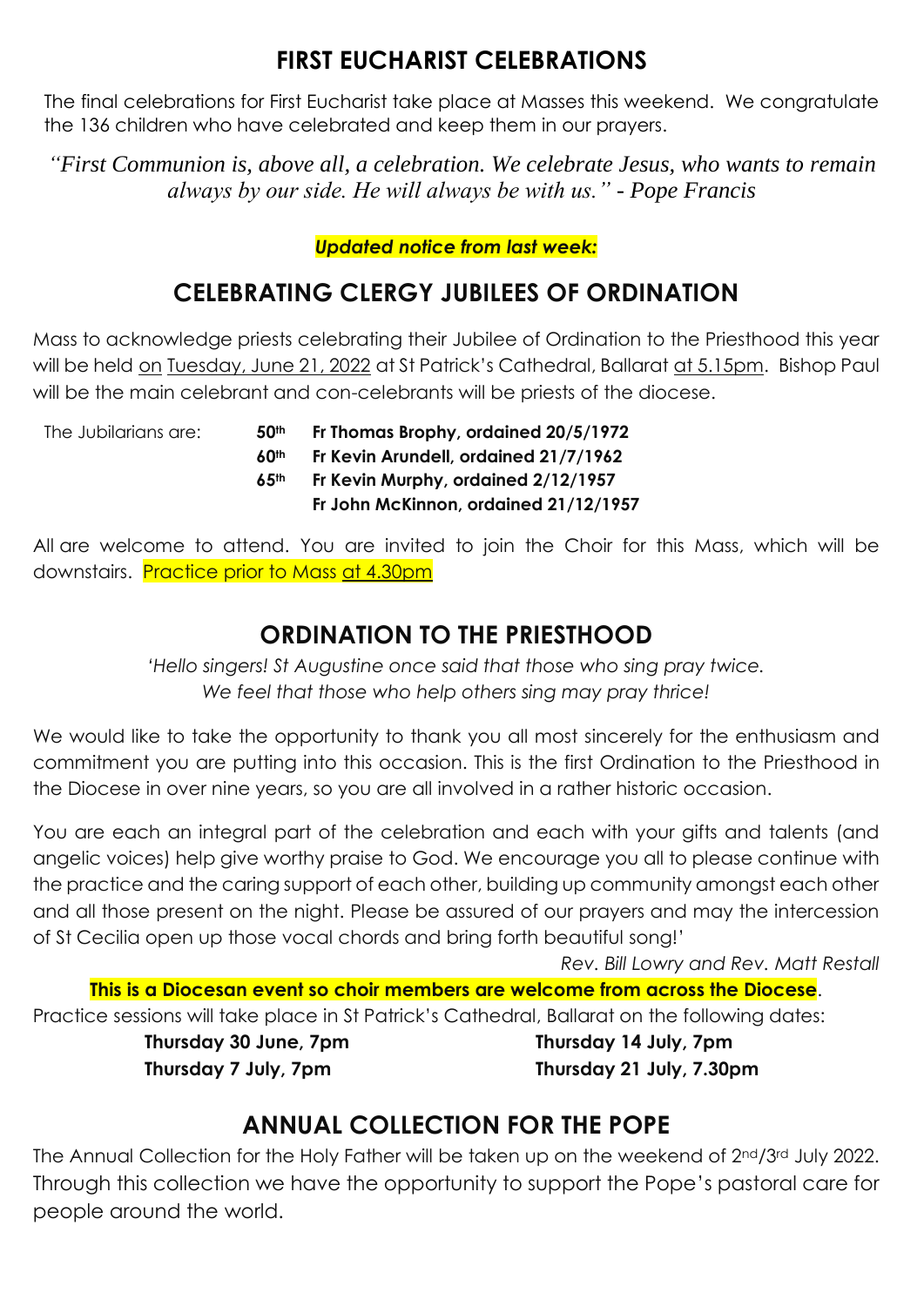## FIRST EUCHARIST CELEBRATIONS

The final celebrations for First Eucharist take place at Masses this weekend. We congratulate the 136 children who have celebrated and keep them in our prayers.

*"First Communion is, above all, a celebration. We celebrate Jesus, who wants to remain always by our side. He will always be with us." - Pope Francis*

***Updated notice from last week:***

## CELEBRATING CLERGY JUBILEES OF ORDINATION

Mass to acknowledge priests celebrating their Jubilee of Ordination to the Priesthood this year will be held on Tuesday, June 21, 2022 at St Patrick's Cathedral, Ballarat at 5.15pm. Bishop Paul will be the main celebrant and con-celebrants will be priests of the diocese.

The Jubilarians are:

- **50th** **Fr Thomas Brophy, ordained 20/5/1972**
- **60th** **Fr Kevin Arundell, ordained 21/7/1962**
- **65th** **Fr Kevin Murphy, ordained 2/12/1957**
- **Fr John McKinnon, ordained 21/12/1957**

All are welcome to attend. You are invited to join the Choir for this Mass, which will be downstairs. Practice prior to Mass at 4.30pm

## ORDINATION TO THE PRIESTHOOD

*'Hello singers! St Augustine once said that those who sing pray twice. We feel that those who help others sing may pray thrice!*

We would like to take the opportunity to thank you all most sincerely for the enthusiasm and commitment you are putting into this occasion. This is the first Ordination to the Priesthood in the Diocese in over nine years, so you are all involved in a rather historic occasion.

You are each an integral part of the celebration and each with your gifts and talents (and angelic voices) help give worthy praise to God. We encourage you all to please continue with the practice and the caring support of each other, building up community amongst each other and all those present on the night. Please be assured of our prayers and may the intercession of St Cecilia open up those vocal chords and bring forth beautiful song!'

*Rev. Bill Lowry and Rev. Matt Restall*

**This is a Diocesan event so choir members are welcome from across the Diocese**.

Practice sessions will take place in St Patrick's Cathedral, Ballarat on the following dates:

**Thursday 30 June, 7pm**
**Thursday 7 July, 7pm**
**Thursday 14 July, 7pm**
**Thursday 21 July, 7.30pm**

## ANNUAL COLLECTION FOR THE POPE

The Annual Collection for the Holy Father will be taken up on the weekend of 2nd/3rd July 2022. Through this collection we have the opportunity to support the Pope's pastoral care for people around the world.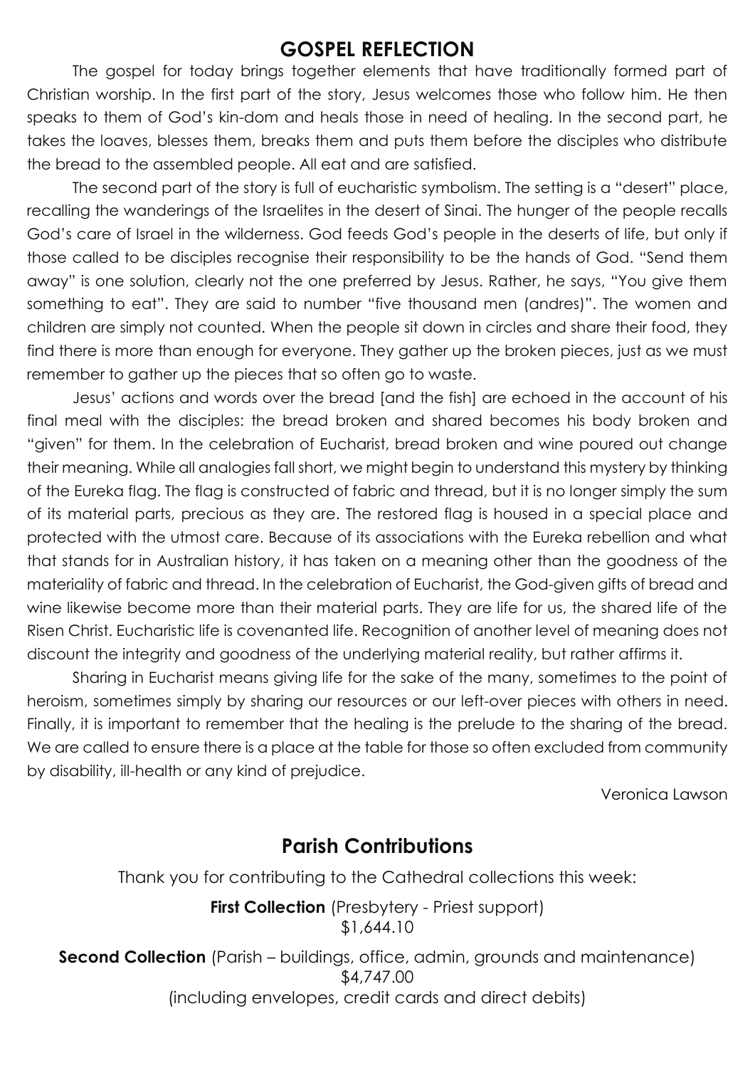## GOSPEL REFLECTION

The gospel for today brings together elements that have traditionally formed part of Christian worship. In the first part of the story, Jesus welcomes those who follow him. He then speaks to them of God's kin-dom and heals those in need of healing. In the second part, he takes the loaves, blesses them, breaks them and puts them before the disciples who distribute the bread to the assembled people. All eat and are satisfied.

The second part of the story is full of eucharistic symbolism. The setting is a "desert" place, recalling the wanderings of the Israelites in the desert of Sinai. The hunger of the people recalls God's care of Israel in the wilderness. God feeds God's people in the deserts of life, but only if those called to be disciples recognise their responsibility to be the hands of God. "Send them away" is one solution, clearly not the one preferred by Jesus. Rather, he says, "You give them something to eat". They are said to number "five thousand men (andres)". The women and children are simply not counted. When the people sit down in circles and share their food, they find there is more than enough for everyone. They gather up the broken pieces, just as we must remember to gather up the pieces that so often go to waste.

Jesus' actions and words over the bread [and the fish] are echoed in the account of his final meal with the disciples: the bread broken and shared becomes his body broken and "given" for them. In the celebration of Eucharist, bread broken and wine poured out change their meaning. While all analogies fall short, we might begin to understand this mystery by thinking of the Eureka flag. The flag is constructed of fabric and thread, but it is no longer simply the sum of its material parts, precious as they are. The restored flag is housed in a special place and protected with the utmost care. Because of its associations with the Eureka rebellion and what that stands for in Australian history, it has taken on a meaning other than the goodness of the materiality of fabric and thread. In the celebration of Eucharist, the God-given gifts of bread and wine likewise become more than their material parts. They are life for us, the shared life of the Risen Christ. Eucharistic life is covenanted life. Recognition of another level of meaning does not discount the integrity and goodness of the underlying material reality, but rather affirms it.

Sharing in Eucharist means giving life for the sake of the many, sometimes to the point of heroism, sometimes simply by sharing our resources or our left-over pieces with others in need. Finally, it is important to remember that the healing is the prelude to the sharing of the bread. We are called to ensure there is a place at the table for those so often excluded from community by disability, ill-health or any kind of prejudice.

Veronica Lawson

## Parish Contributions

Thank you for contributing to the Cathedral collections this week:

**First Collection** (Presbytery - Priest support)
$1,644.10

**Second Collection** (Parish – buildings, office, admin, grounds and maintenance)
$4,747.00
(including envelopes, credit cards and direct debits)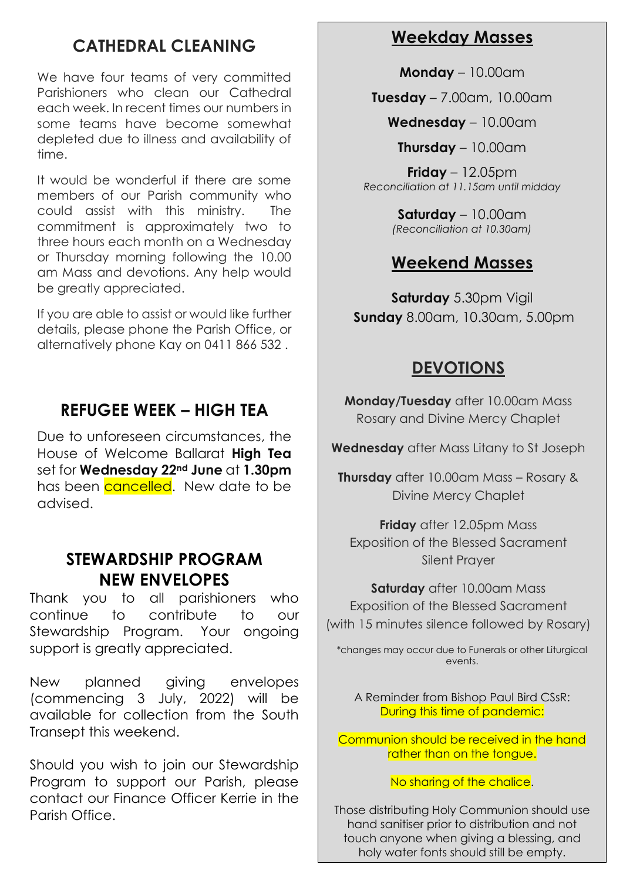## CATHEDRAL CLEANING

We have four teams of very committed Parishioners who clean our Cathedral each week. In recent times our numbers in some teams have become somewhat depleted due to illness and availability of time.

It would be wonderful if there are some members of our Parish community who could assist with this ministry. The commitment is approximately two to three hours each month on a Wednesday or Thursday morning following the 10.00 am Mass and devotions. Any help would be greatly appreciated.

If you are able to assist or would like further details, please phone the Parish Office, or alternatively phone Kay on 0411 866 532 .

## REFUGEE WEEK – HIGH TEA

Due to unforeseen circumstances, the House of Welcome Ballarat **High Tea** set for **Wednesday 22nd June** at **1.30pm** has been cancelled. New date to be advised.

## STEWARDSHIP PROGRAM NEW ENVELOPES

Thank you to all parishioners who continue to contribute to our Stewardship Program. Your ongoing support is greatly appreciated.

New planned giving envelopes (commencing 3 July, 2022) will be available for collection from the South Transept this weekend.

Should you wish to join our Stewardship Program to support our Parish, please contact our Finance Officer Kerrie in the Parish Office.

## Weekday Masses

**Monday** – 10.00am

**Tuesday** – 7.00am, 10.00am

**Wednesday** – 10.00am

**Thursday** – 10.00am

**Friday** – 12.05pm
*Reconciliation at 11.15am until midday*

**Saturday** – 10.00am
*(Reconciliation at 10.30am)*

## Weekend Masses

**Saturday** 5.30pm Vigil
**Sunday** 8.00am, 10.30am, 5.00pm

## DEVOTIONS

**Monday/Tuesday** after 10.00am Mass
Rosary and Divine Mercy Chaplet

**Wednesday** after Mass Litany to St Joseph

**Thursday** after 10.00am Mass – Rosary & Divine Mercy Chaplet

**Friday** after 12.05pm Mass
Exposition of the Blessed Sacrament
Silent Prayer

**Saturday** after 10.00am Mass
Exposition of the Blessed Sacrament
(with 15 minutes silence followed by Rosary)

*changes may occur due to Funerals or other Liturgical events.

A Reminder from Bishop Paul Bird CSsR:
During this time of pandemic:

Communion should be received in the hand rather than on the tongue.

No sharing of the chalice.

Those distributing Holy Communion should use hand sanitiser prior to distribution and not touch anyone when giving a blessing, and holy water fonts should still be empty.